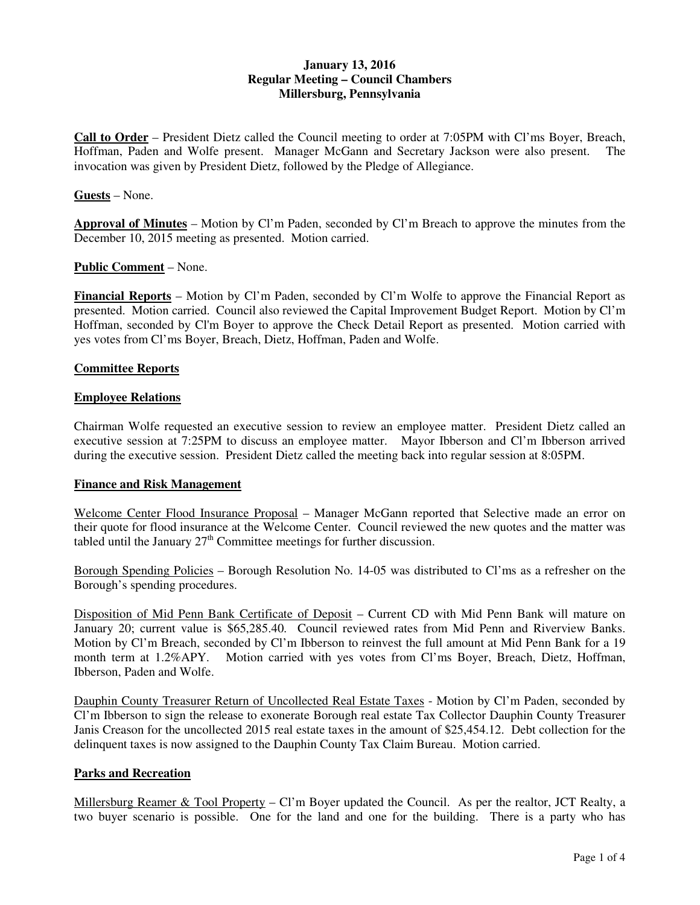**January 13, 2016**
**Regular Meeting – Council Chambers**
**Millersburg, Pennsylvania**

**Call to Order** – President Dietz called the Council meeting to order at 7:05PM with Cl'ms Boyer, Breach, Hoffman, Paden and Wolfe present. Manager McGann and Secretary Jackson were also present. The invocation was given by President Dietz, followed by the Pledge of Allegiance.

**Guests** – None.

**Approval of Minutes** – Motion by Cl'm Paden, seconded by Cl'm Breach to approve the minutes from the December 10, 2015 meeting as presented. Motion carried.

**Public Comment** – None.

**Financial Reports** – Motion by Cl'm Paden, seconded by Cl'm Wolfe to approve the Financial Report as presented. Motion carried. Council also reviewed the Capital Improvement Budget Report. Motion by Cl'm Hoffman, seconded by Cl'm Boyer to approve the Check Detail Report as presented. Motion carried with yes votes from Cl'ms Boyer, Breach, Dietz, Hoffman, Paden and Wolfe.

**Committee Reports**

**Employee Relations**

Chairman Wolfe requested an executive session to review an employee matter. President Dietz called an executive session at 7:25PM to discuss an employee matter. Mayor Ibberson and Cl'm Ibberson arrived during the executive session. President Dietz called the meeting back into regular session at 8:05PM.

**Finance and Risk Management**

Welcome Center Flood Insurance Proposal – Manager McGann reported that Selective made an error on their quote for flood insurance at the Welcome Center. Council reviewed the new quotes and the matter was tabled until the January 27th Committee meetings for further discussion.

Borough Spending Policies – Borough Resolution No. 14-05 was distributed to Cl'ms as a refresher on the Borough's spending procedures.

Disposition of Mid Penn Bank Certificate of Deposit – Current CD with Mid Penn Bank will mature on January 20; current value is $65,285.40. Council reviewed rates from Mid Penn and Riverview Banks. Motion by Cl'm Breach, seconded by Cl'm Ibberson to reinvest the full amount at Mid Penn Bank for a 19 month term at 1.2%APY. Motion carried with yes votes from Cl'ms Boyer, Breach, Dietz, Hoffman, Ibberson, Paden and Wolfe.

Dauphin County Treasurer Return of Uncollected Real Estate Taxes - Motion by Cl'm Paden, seconded by Cl'm Ibberson to sign the release to exonerate Borough real estate Tax Collector Dauphin County Treasurer Janis Creason for the uncollected 2015 real estate taxes in the amount of $25,454.12. Debt collection for the delinquent taxes is now assigned to the Dauphin County Tax Claim Bureau. Motion carried.

**Parks and Recreation**

Millersburg Reamer & Tool Property – Cl'm Boyer updated the Council. As per the realtor, JCT Realty, a two buyer scenario is possible. One for the land and one for the building. There is a party who has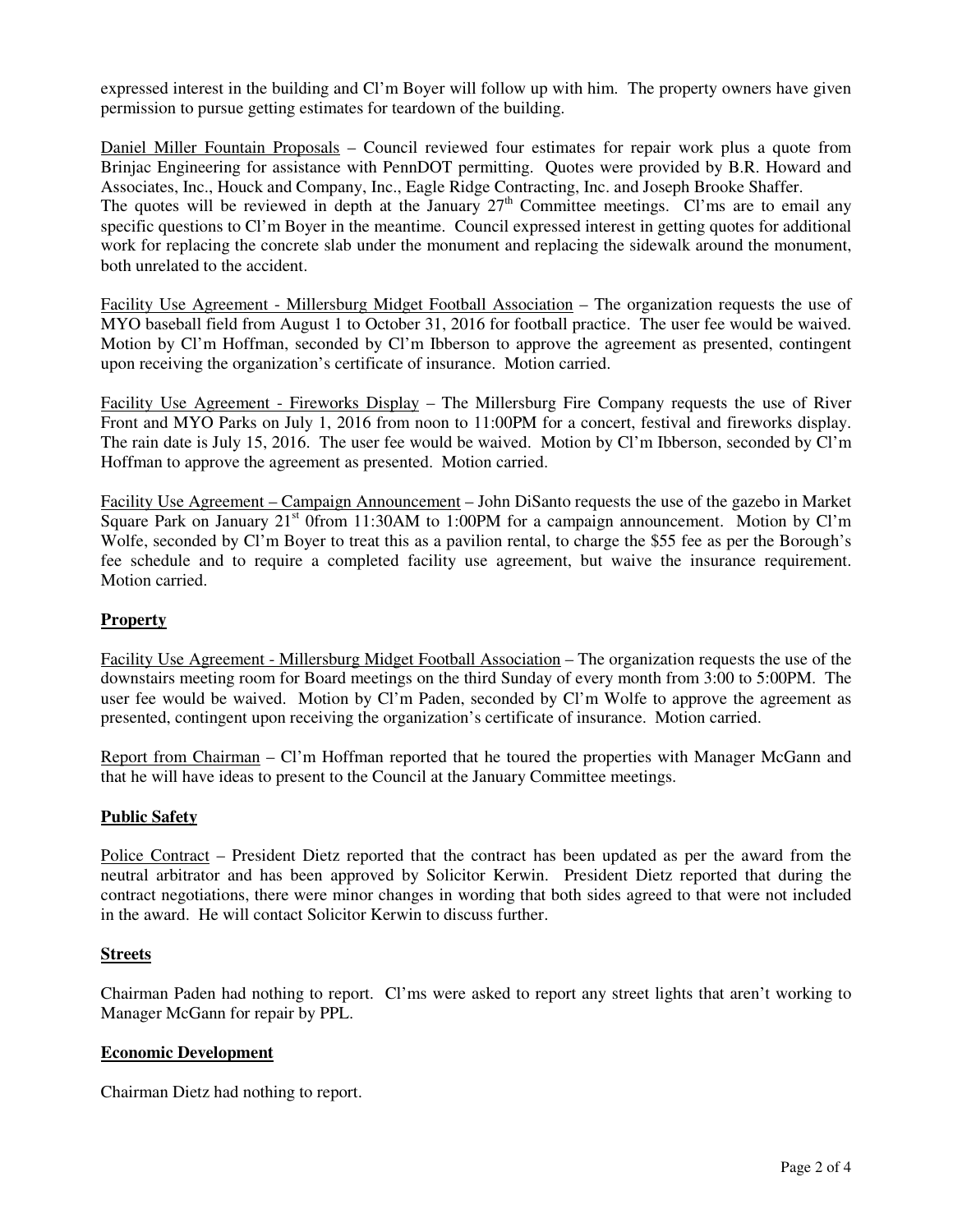expressed interest in the building and Cl'm Boyer will follow up with him. The property owners have given permission to pursue getting estimates for teardown of the building.

Daniel Miller Fountain Proposals – Council reviewed four estimates for repair work plus a quote from Brinjac Engineering for assistance with PennDOT permitting. Quotes were provided by B.R. Howard and Associates, Inc., Houck and Company, Inc., Eagle Ridge Contracting, Inc. and Joseph Brooke Shaffer.
The quotes will be reviewed in depth at the January 27th Committee meetings. Cl'ms are to email any specific questions to Cl'm Boyer in the meantime. Council expressed interest in getting quotes for additional work for replacing the concrete slab under the monument and replacing the sidewalk around the monument, both unrelated to the accident.

Facility Use Agreement - Millersburg Midget Football Association – The organization requests the use of MYO baseball field from August 1 to October 31, 2016 for football practice. The user fee would be waived. Motion by Cl'm Hoffman, seconded by Cl'm Ibberson to approve the agreement as presented, contingent upon receiving the organization's certificate of insurance. Motion carried.

Facility Use Agreement - Fireworks Display – The Millersburg Fire Company requests the use of River Front and MYO Parks on July 1, 2016 from noon to 11:00PM for a concert, festival and fireworks display. The rain date is July 15, 2016. The user fee would be waived. Motion by Cl'm Ibberson, seconded by Cl'm Hoffman to approve the agreement as presented. Motion carried.

Facility Use Agreement – Campaign Announcement – John DiSanto requests the use of the gazebo in Market Square Park on January 21st 0from 11:30AM to 1:00PM for a campaign announcement. Motion by Cl'm Wolfe, seconded by Cl'm Boyer to treat this as a pavilion rental, to charge the $55 fee as per the Borough's fee schedule and to require a completed facility use agreement, but waive the insurance requirement. Motion carried.

**Property**

Facility Use Agreement - Millersburg Midget Football Association – The organization requests the use of the downstairs meeting room for Board meetings on the third Sunday of every month from 3:00 to 5:00PM. The user fee would be waived. Motion by Cl'm Paden, seconded by Cl'm Wolfe to approve the agreement as presented, contingent upon receiving the organization's certificate of insurance. Motion carried.

Report from Chairman – Cl'm Hoffman reported that he toured the properties with Manager McGann and that he will have ideas to present to the Council at the January Committee meetings.

**Public Safety**

Police Contract – President Dietz reported that the contract has been updated as per the award from the neutral arbitrator and has been approved by Solicitor Kerwin. President Dietz reported that during the contract negotiations, there were minor changes in wording that both sides agreed to that were not included in the award. He will contact Solicitor Kerwin to discuss further.

**Streets**

Chairman Paden had nothing to report. Cl'ms were asked to report any street lights that aren't working to Manager McGann for repair by PPL.

**Economic Development**

Chairman Dietz had nothing to report.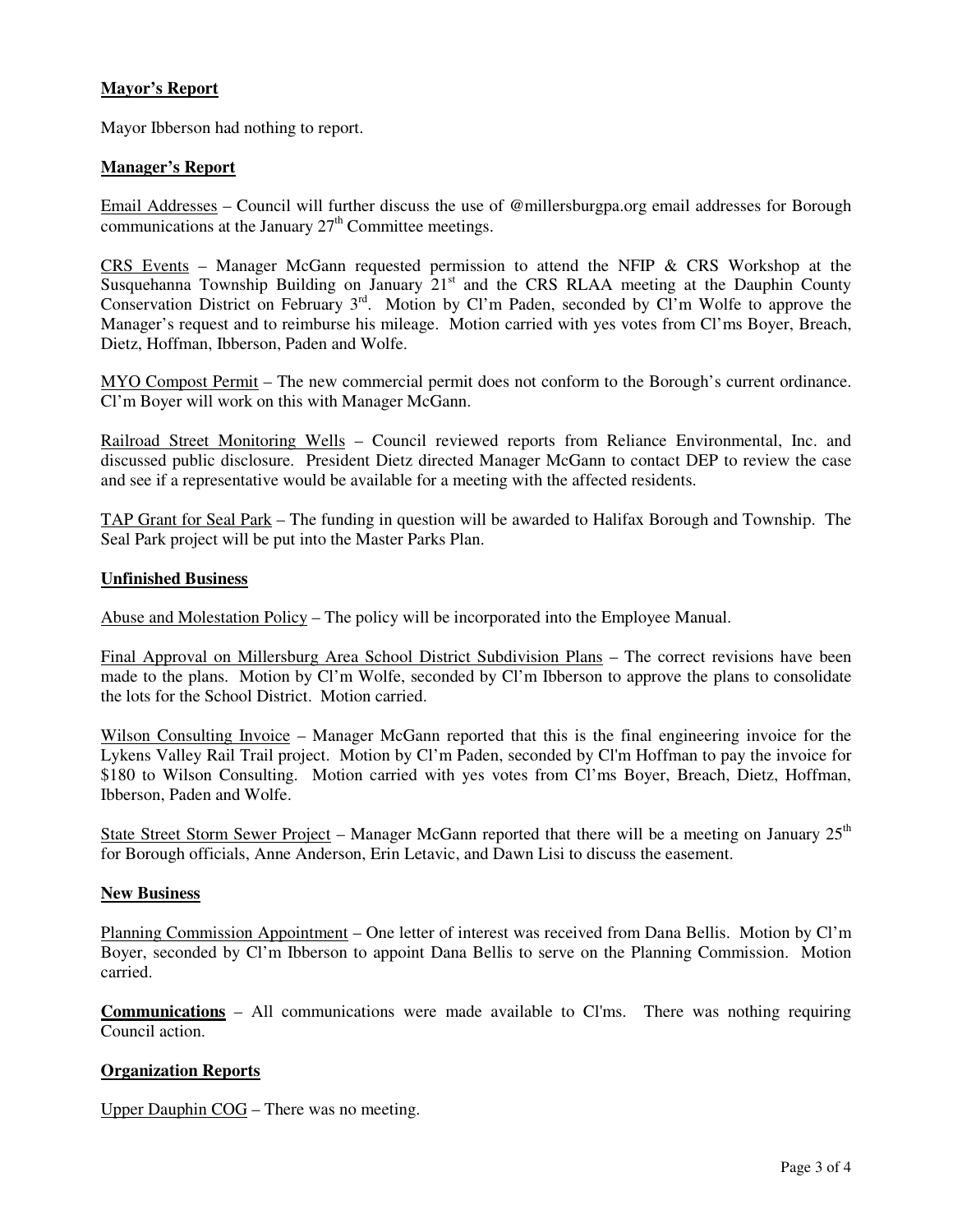**Mayor's Report**

Mayor Ibberson had nothing to report.

**Manager's Report**

Email Addresses – Council will further discuss the use of @millersburgpa.org email addresses for Borough communications at the January 27th Committee meetings.

CRS Events – Manager McGann requested permission to attend the NFIP & CRS Workshop at the Susquehanna Township Building on January 21st and the CRS RLAA meeting at the Dauphin County Conservation District on February 3rd. Motion by Cl'm Paden, seconded by Cl'm Wolfe to approve the Manager's request and to reimburse his mileage. Motion carried with yes votes from Cl'ms Boyer, Breach, Dietz, Hoffman, Ibberson, Paden and Wolfe.

MYO Compost Permit – The new commercial permit does not conform to the Borough's current ordinance. Cl'm Boyer will work on this with Manager McGann.

Railroad Street Monitoring Wells – Council reviewed reports from Reliance Environmental, Inc. and discussed public disclosure. President Dietz directed Manager McGann to contact DEP to review the case and see if a representative would be available for a meeting with the affected residents.

TAP Grant for Seal Park – The funding in question will be awarded to Halifax Borough and Township. The Seal Park project will be put into the Master Parks Plan.

**Unfinished Business**

Abuse and Molestation Policy – The policy will be incorporated into the Employee Manual.

Final Approval on Millersburg Area School District Subdivision Plans – The correct revisions have been made to the plans. Motion by Cl'm Wolfe, seconded by Cl'm Ibberson to approve the plans to consolidate the lots for the School District. Motion carried.

Wilson Consulting Invoice – Manager McGann reported that this is the final engineering invoice for the Lykens Valley Rail Trail project. Motion by Cl'm Paden, seconded by Cl'm Hoffman to pay the invoice for $180 to Wilson Consulting. Motion carried with yes votes from Cl'ms Boyer, Breach, Dietz, Hoffman, Ibberson, Paden and Wolfe.

State Street Storm Sewer Project – Manager McGann reported that there will be a meeting on January 25th for Borough officials, Anne Anderson, Erin Letavic, and Dawn Lisi to discuss the easement.

**New Business**

Planning Commission Appointment – One letter of interest was received from Dana Bellis. Motion by Cl'm Boyer, seconded by Cl'm Ibberson to appoint Dana Bellis to serve on the Planning Commission. Motion carried.

**Communications** – All communications were made available to Cl'ms. There was nothing requiring Council action.

**Organization Reports**

Upper Dauphin COG – There was no meeting.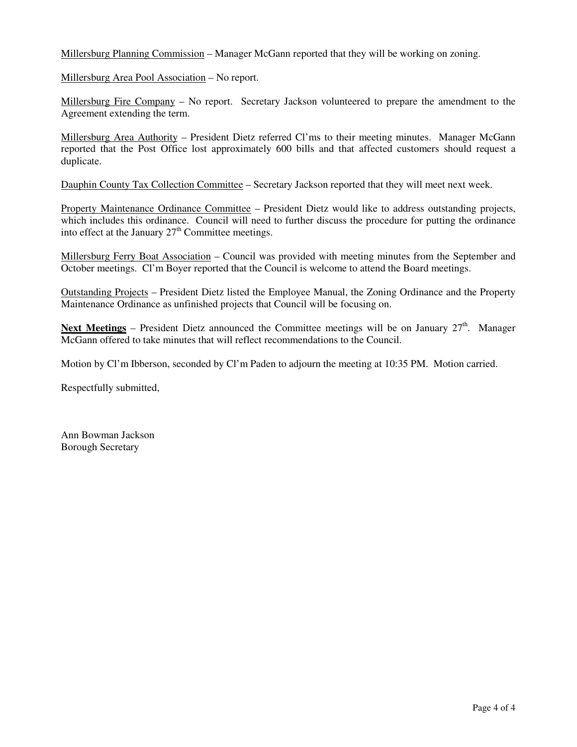<u>Millersburg Planning Commission</u> – Manager McGann reported that they will be working on zoning.

<u>Millersburg Area Pool Association</u> – No report.

<u>Millersburg Fire Company</u> – No report. Secretary Jackson volunteered to prepare the amendment to the Agreement extending the term.

<u>Millersburg Area Authority</u> – President Dietz referred Cl'ms to their meeting minutes. Manager McGann reported that the Post Office lost approximately 600 bills and that affected customers should request a duplicate.

<u>Dauphin County Tax Collection Committee</u> – Secretary Jackson reported that they will meet next week.

<u>Property Maintenance Ordinance Committee</u> – President Dietz would like to address outstanding projects, which includes this ordinance. Council will need to further discuss the procedure for putting the ordinance into effect at the January 27th Committee meetings.

<u>Millersburg Ferry Boat Association</u> – Council was provided with meeting minutes from the September and October meetings. Cl'm Boyer reported that the Council is welcome to attend the Board meetings.

<u>Outstanding Projects</u> – President Dietz listed the Employee Manual, the Zoning Ordinance and the Property Maintenance Ordinance as unfinished projects that Council will be focusing on.

**<u>Next Meetings</u>** – President Dietz announced the Committee meetings will be on January 27th. Manager McGann offered to take minutes that will reflect recommendations to the Council.

Motion by Cl'm Ibberson, seconded by Cl'm Paden to adjourn the meeting at 10:35 PM. Motion carried.

Respectfully submitted,

Ann Bowman Jackson
Borough Secretary